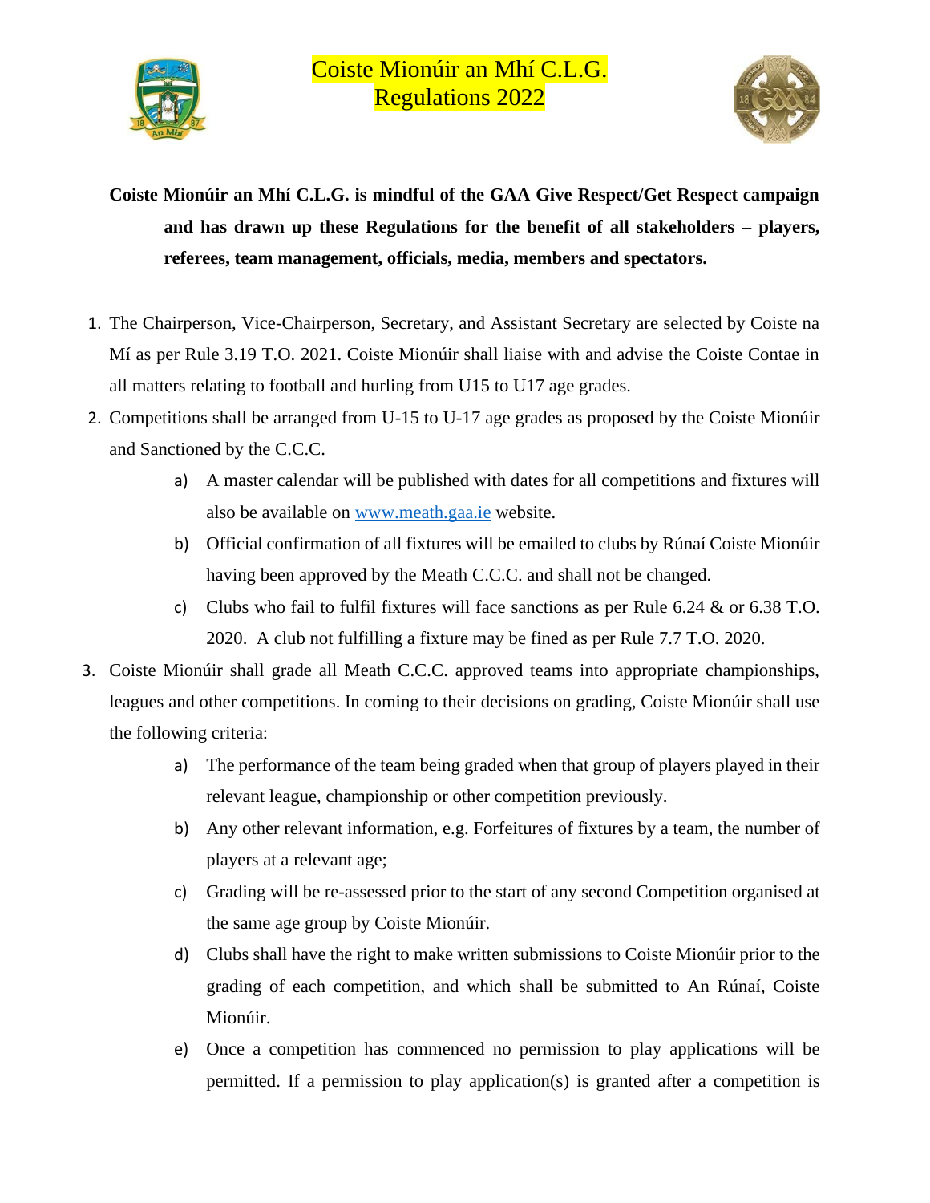# Coiste Mionúir an Mhí C.L.G.
# Regulations 2022

**Coiste Mionúir an Mhí C.L.G. is mindful of the GAA Give Respect/Get Respect campaign and has drawn up these Regulations for the benefit of all stakeholders – players, referees, team management, officials, media, members and spectators.**

1. The Chairperson, Vice-Chairperson, Secretary, and Assistant Secretary are selected by Coiste na Mí as per Rule 3.19 T.O. 2021. Coiste Mionúir shall liaise with and advise the Coiste Contae in all matters relating to football and hurling from U15 to U17 age grades.
2. Competitions shall be arranged from U-15 to U-17 age grades as proposed by the Coiste Mionúir and Sanctioned by the C.C.C.
   a) A master calendar will be published with dates for all competitions and fixtures will also be available on www.meath.gaa.ie website.
   b) Official confirmation of all fixtures will be emailed to clubs by Rúnaí Coiste Mionúir having been approved by the Meath C.C.C. and shall not be changed.
   c) Clubs who fail to fulfil fixtures will face sanctions as per Rule 6.24 & or 6.38 T.O. 2020. A club not fulfilling a fixture may be fined as per Rule 7.7 T.O. 2020.
3. Coiste Mionúir shall grade all Meath C.C.C. approved teams into appropriate championships, leagues and other competitions. In coming to their decisions on grading, Coiste Mionúir shall use the following criteria:
   a) The performance of the team being graded when that group of players played in their relevant league, championship or other competition previously.
   b) Any other relevant information, e.g. Forfeitures of fixtures by a team, the number of players at a relevant age;
   c) Grading will be re-assessed prior to the start of any second Competition organised at the same age group by Coiste Mionúir.
   d) Clubs shall have the right to make written submissions to Coiste Mionúir prior to the grading of each competition, and which shall be submitted to An Rúnaí, Coiste Mionúir.
   e) Once a competition has commenced no permission to play applications will be permitted. If a permission to play application(s) is granted after a competition is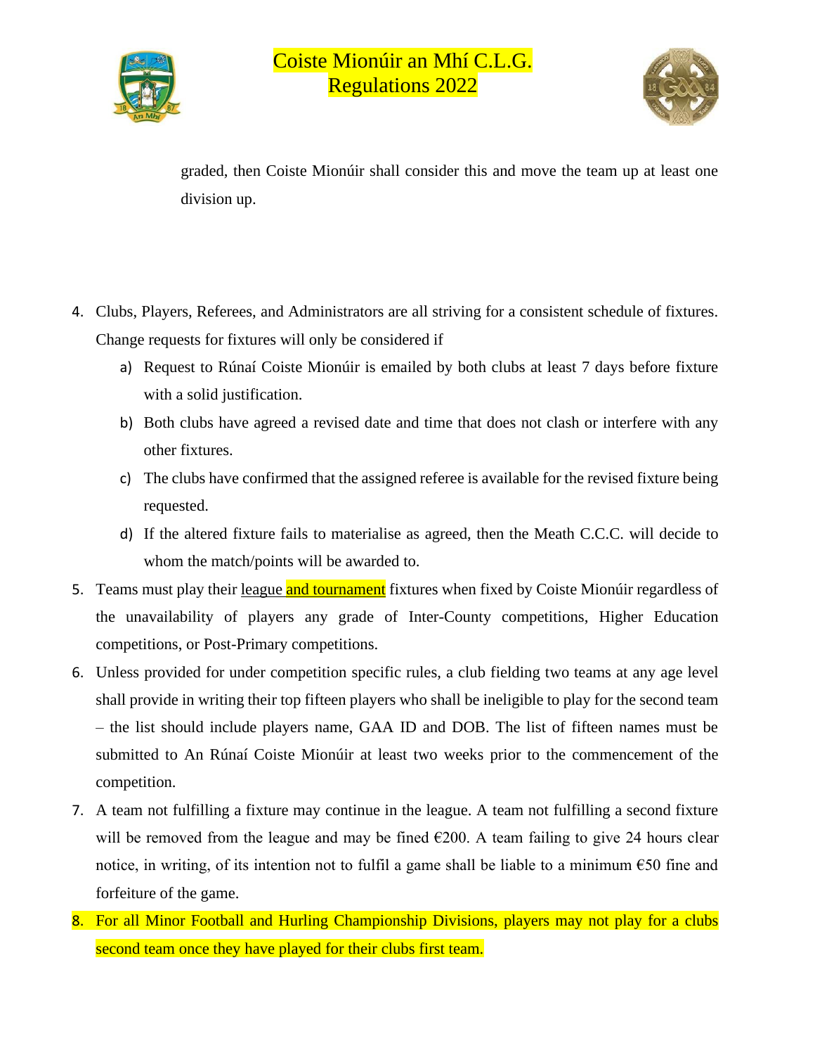graded, then Coiste Mionúir shall consider this and move the team up at least one division up.

4. Clubs, Players, Referees, and Administrators are all striving for a consistent schedule of fixtures. Change requests for fixtures will only be considered if
   a) Request to Rúnaí Coiste Mionúir is emailed by both clubs at least 7 days before fixture with a solid justification.
   b) Both clubs have agreed a revised date and time that does not clash or interfere with any other fixtures.
   c) The clubs have confirmed that the assigned referee is available for the revised fixture being requested.
   d) If the altered fixture fails to materialise as agreed, then the Meath C.C.C. will decide to whom the match/points will be awarded to.
5. Teams must play their league and tournament fixtures when fixed by Coiste Mionúir regardless of the unavailability of players any grade of Inter-County competitions, Higher Education competitions, or Post-Primary competitions.
6. Unless provided for under competition specific rules, a club fielding two teams at any age level shall provide in writing their top fifteen players who shall be ineligible to play for the second team – the list should include players name, GAA ID and DOB. The list of fifteen names must be submitted to An Rúnaí Coiste Mionúir at least two weeks prior to the commencement of the competition.
7. A team not fulfilling a fixture may continue in the league. A team not fulfilling a second fixture will be removed from the league and may be fined €200. A team failing to give 24 hours clear notice, in writing, of its intention not to fulfil a game shall be liable to a minimum €50 fine and forfeiture of the game.
8. For all Minor Football and Hurling Championship Divisions, players may not play for a clubs second team once they have played for their clubs first team.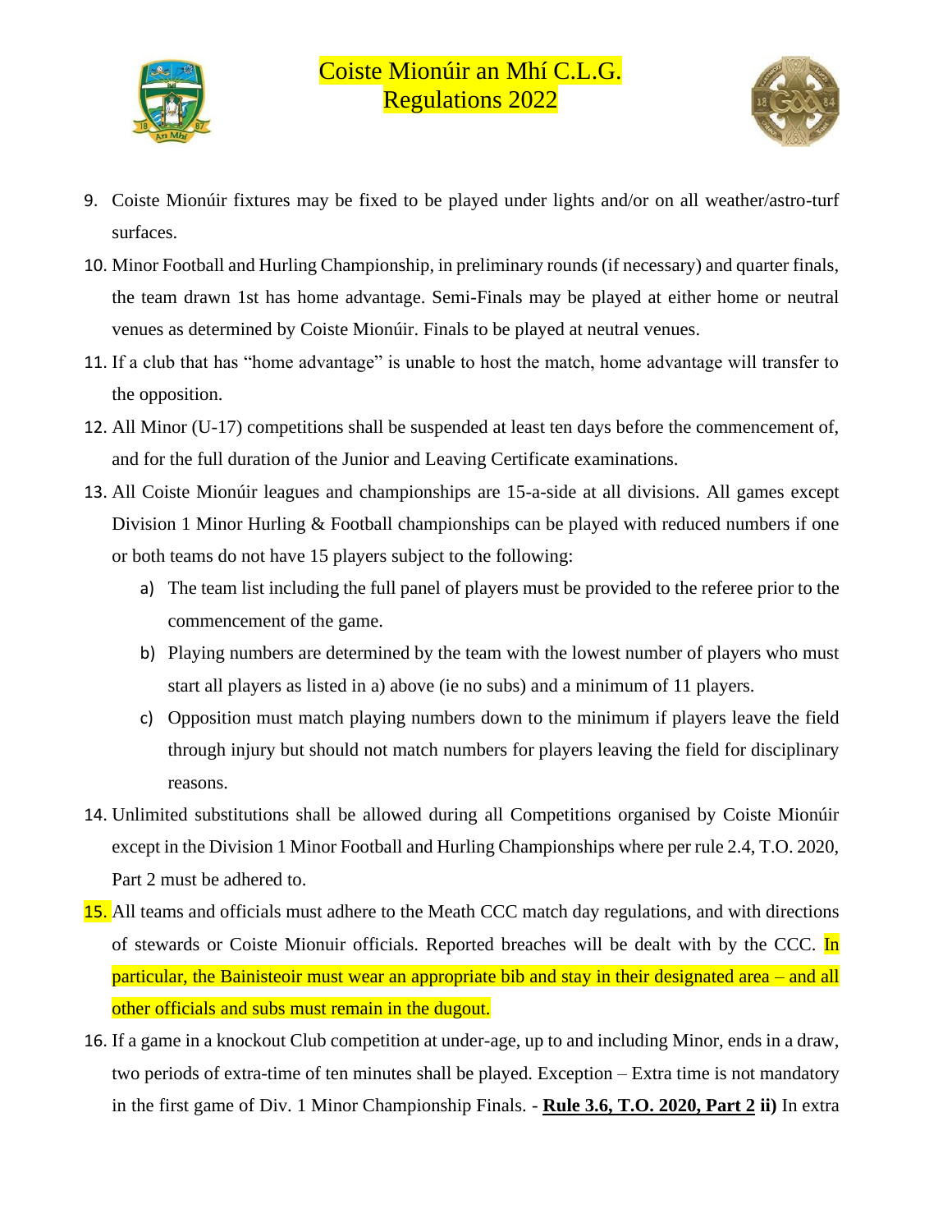9. Coiste Mionúir fixtures may be fixed to be played under lights and/or on all weather/astro-turf surfaces.
10. Minor Football and Hurling Championship, in preliminary rounds (if necessary) and quarter finals, the team drawn 1st has home advantage. Semi-Finals may be played at either home or neutral venues as determined by Coiste Mionúir. Finals to be played at neutral venues.
11. If a club that has "home advantage" is unable to host the match, home advantage will transfer to the opposition.
12. All Minor (U-17) competitions shall be suspended at least ten days before the commencement of, and for the full duration of the Junior and Leaving Certificate examinations.
13. All Coiste Mionúir leagues and championships are 15-a-side at all divisions. All games except Division 1 Minor Hurling & Football championships can be played with reduced numbers if one or both teams do not have 15 players subject to the following:
    a) The team list including the full panel of players must be provided to the referee prior to the commencement of the game.
    b) Playing numbers are determined by the team with the lowest number of players who must start all players as listed in a) above (ie no subs) and a minimum of 11 players.
    c) Opposition must match playing numbers down to the minimum if players leave the field through injury but should not match numbers for players leaving the field for disciplinary reasons.
14. Unlimited substitutions shall be allowed during all Competitions organised by Coiste Mionúir except in the Division 1 Minor Football and Hurling Championships where per rule 2.4, T.O. 2020, Part 2 must be adhered to.
15. All teams and officials must adhere to the Meath CCC match day regulations, and with directions of stewards or Coiste Mionuir officials. Reported breaches will be dealt with by the CCC. In particular, the Bainisteoir must wear an appropriate bib and stay in their designated area – and all other officials and subs must remain in the dugout.
16. If a game in a knockout Club competition at under-age, up to and including Minor, ends in a draw, two periods of extra-time of ten minutes shall be played. Exception – Extra time is not mandatory in the first game of Div. 1 Minor Championship Finals. - **Rule 3.6, T.O. 2020, Part 2 ii)** In extra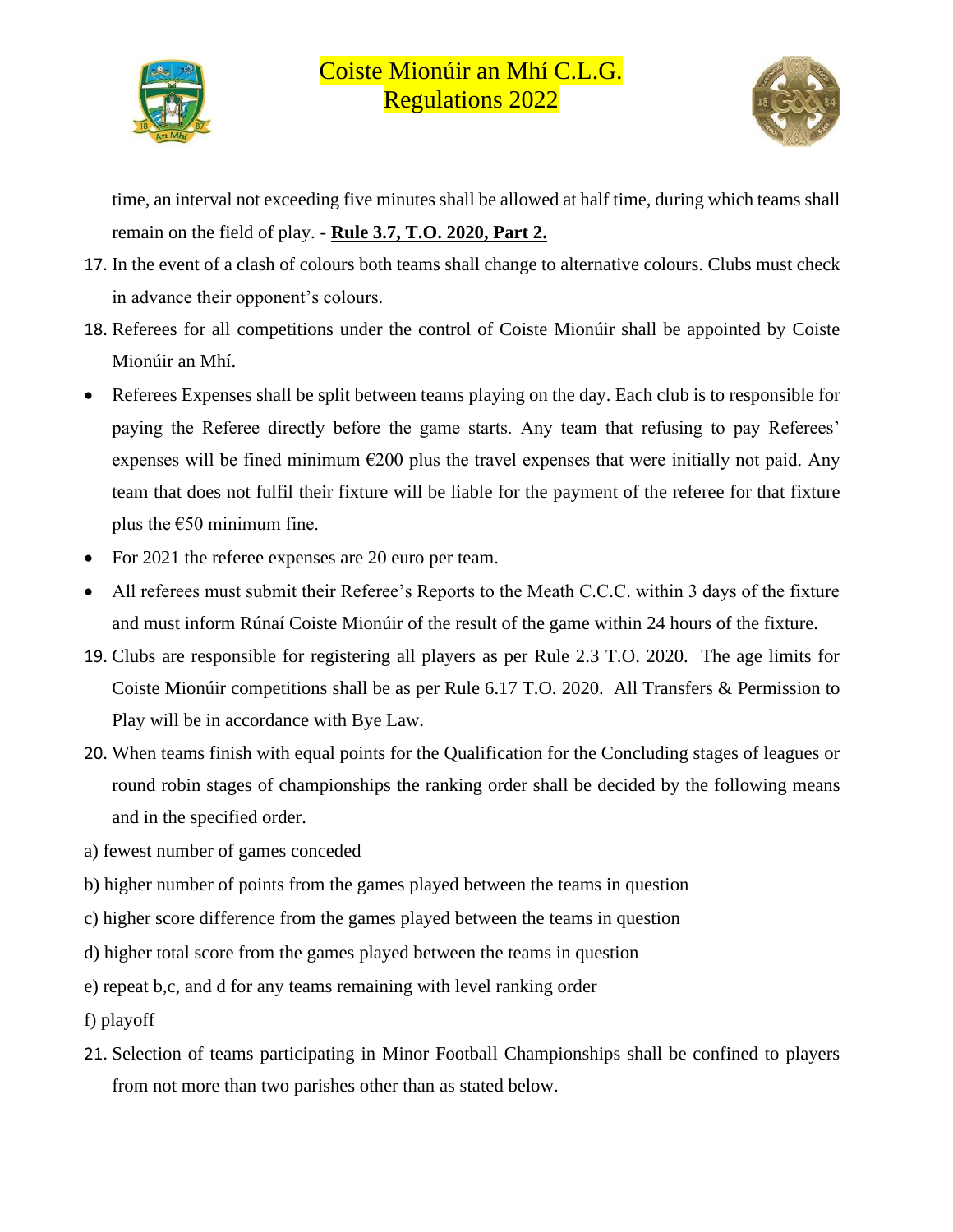time, an interval not exceeding five minutes shall be allowed at half time, during which teams shall remain on the field of play. - **Rule 3.7, T.O. 2020, Part 2.**

17. In the event of a clash of colours both teams shall change to alternative colours. Clubs must check in advance their opponent's colours.
18. Referees for all competitions under the control of Coiste Mionúir shall be appointed by Coiste Mionúir an Mhí.

- Referees Expenses shall be split between teams playing on the day. Each club is to responsible for paying the Referee directly before the game starts. Any team that refusing to pay Referees' expenses will be fined minimum €200 plus the travel expenses that were initially not paid. Any team that does not fulfil their fixture will be liable for the payment of the referee for that fixture plus the €50 minimum fine.
- For 2021 the referee expenses are 20 euro per team.
- All referees must submit their Referee's Reports to the Meath C.C.C. within 3 days of the fixture and must inform Rúnaí Coiste Mionúir of the result of the game within 24 hours of the fixture.

19. Clubs are responsible for registering all players as per Rule 2.3 T.O. 2020. The age limits for Coiste Mionúir competitions shall be as per Rule 6.17 T.O. 2020. All Transfers & Permission to Play will be in accordance with Bye Law.
20. When teams finish with equal points for the Qualification for the Concluding stages of leagues or round robin stages of championships the ranking order shall be decided by the following means and in the specified order.

a) fewest number of games conceded

b) higher number of points from the games played between the teams in question

c) higher score difference from the games played between the teams in question

d) higher total score from the games played between the teams in question

e) repeat b,c, and d for any teams remaining with level ranking order

f) playoff

21. Selection of teams participating in Minor Football Championships shall be confined to players from not more than two parishes other than as stated below.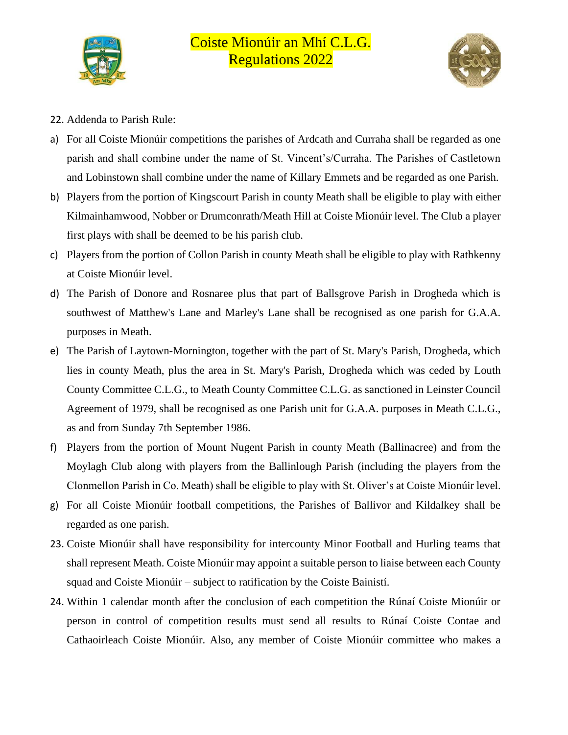22. Addenda to Parish Rule:

a) For all Coiste Mionúir competitions the parishes of Ardcath and Curraha shall be regarded as one parish and shall combine under the name of St. Vincent's/Curraha. The Parishes of Castletown and Lobinstown shall combine under the name of Killary Emmets and be regarded as one Parish.

b) Players from the portion of Kingscourt Parish in county Meath shall be eligible to play with either Kilmainhamwood, Nobber or Drumconrath/Meath Hill at Coiste Mionúir level. The Club a player first plays with shall be deemed to be his parish club.

c) Players from the portion of Collon Parish in county Meath shall be eligible to play with Rathkenny at Coiste Mionúir level.

d) The Parish of Donore and Rosnaree plus that part of Ballsgrove Parish in Drogheda which is southwest of Matthew's Lane and Marley's Lane shall be recognised as one parish for G.A.A. purposes in Meath.

e) The Parish of Laytown-Mornington, together with the part of St. Mary's Parish, Drogheda, which lies in county Meath, plus the area in St. Mary's Parish, Drogheda which was ceded by Louth County Committee C.L.G., to Meath County Committee C.L.G. as sanctioned in Leinster Council Agreement of 1979, shall be recognised as one Parish unit for G.A.A. purposes in Meath C.L.G., as and from Sunday 7th September 1986.

f) Players from the portion of Mount Nugent Parish in county Meath (Ballinacree) and from the Moylagh Club along with players from the Ballinlough Parish (including the players from the Clonmellon Parish in Co. Meath) shall be eligible to play with St. Oliver's at Coiste Mionúir level.

g) For all Coiste Mionúir football competitions, the Parishes of Ballivor and Kildalkey shall be regarded as one parish.

23. Coiste Mionúir shall have responsibility for intercounty Minor Football and Hurling teams that shall represent Meath. Coiste Mionúir may appoint a suitable person to liaise between each County squad and Coiste Mionúir – subject to ratification by the Coiste Bainistí.

24. Within 1 calendar month after the conclusion of each competition the Rúnaí Coiste Mionúir or person in control of competition results must send all results to Rúnaí Coiste Contae and Cathaoirleach Coiste Mionúir. Also, any member of Coiste Mionúir committee who makes a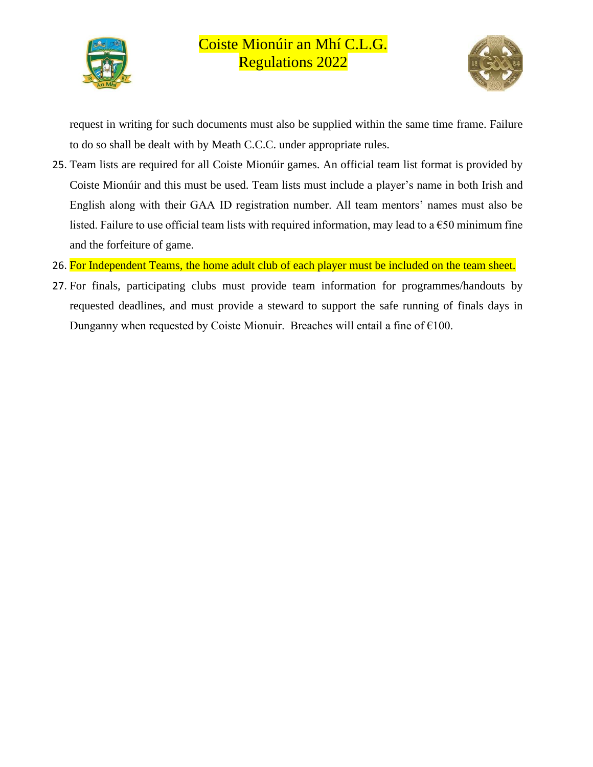request in writing for such documents must also be supplied within the same time frame. Failure to do so shall be dealt with by Meath C.C.C. under appropriate rules.

25. Team lists are required for all Coiste Mionúir games. An official team list format is provided by Coiste Mionúir and this must be used. Team lists must include a player's name in both Irish and English along with their GAA ID registration number. All team mentors' names must also be listed. Failure to use official team lists with required information, may lead to a €50 minimum fine and the forfeiture of game.
26. For Independent Teams, the home adult club of each player must be included on the team sheet.
27. For finals, participating clubs must provide team information for programmes/handouts by requested deadlines, and must provide a steward to support the safe running of finals days in Dunganny when requested by Coiste Mionuir. Breaches will entail a fine of €100.